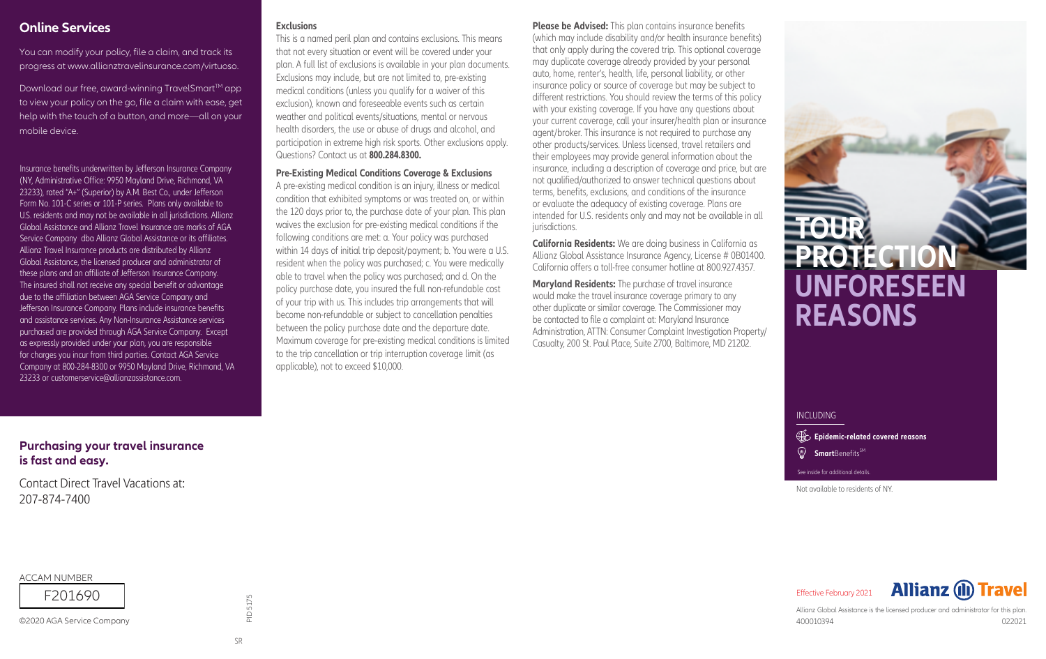## Online Services

You can modify your policy, file a claim, and track its progress at www.allianztravelinsurance.com/virtuoso.

Download our free, award-winning TravelSmart™ app to view your policy on the go, file a claim with ease, get help with the touch of a button, and more—all on your mobile device.

Insurance benefits underwritten by Jefferson Insurance Company (NY, Administrative Office: 9950 Mayland Drive, Richmond, VA 23233), rated "A+" (Superior) by A.M. Best Co., under Jefferson Form No. 101-C series or 101-P series. Plans only available to U.S. residents and may not be available in all jurisdictions. Allianz Global Assistance and Allianz Travel Insurance are marks of AGA Service Company dba Allianz Global Assistance or its affiliates. Allianz Travel Insurance products are distributed by Allianz Global Assistance, the licensed producer and administrator of these plans and an affiliate of Jefferson Insurance Company. The insured shall not receive any special benefit or advantage due to the affiliation between AGA Service Company and Jefferson Insurance Company. Plans include insurance benefits and assistance services. Any Non-Insurance Assistance services purchased are provided through AGA Service Company. Except as expressly provided under your plan, you are responsible for charges you incur from third parties. Contact AGA Service Company at 800-284-8300 or 9950 Mayland Drive, Richmond, VA 23233 or customerservice@allianzassistance.com.

### Purchasing your travel insurance is fast and easy.

Contact Direct Travel Vacations at:
207-874-7400

ACCAM NUMBER
F201690

©2020 AGA Service Company

PID5175

SR

**Exclusions**

This is a named peril plan and contains exclusions. This means that not every situation or event will be covered under your plan. A full list of exclusions is available in your plan documents. Exclusions may include, but are not limited to, pre-existing medical conditions (unless you qualify for a waiver of this exclusion), known and foreseeable events such as certain weather and political events/situations, mental or nervous health disorders, the use or abuse of drugs and alcohol, and participation in extreme high risk sports. Other exclusions apply. Questions? Contact us at **800.284.8300.**

**Pre-Existing Medical Conditions Coverage & Exclusions**

A pre-existing medical condition is an injury, illness or medical condition that exhibited symptoms or was treated on, or within the 120 days prior to, the purchase date of your plan. This plan waives the exclusion for pre-existing medical conditions if the following conditions are met: a. Your policy was purchased within 14 days of initial trip deposit/payment; b. You were a U.S. resident when the policy was purchased; c. You were medically able to travel when the policy was purchased; and d. On the policy purchase date, you insured the full non-refundable cost of your trip with us. This includes trip arrangements that will become non-refundable or subject to cancellation penalties between the policy purchase date and the departure date. Maximum coverage for pre-existing medical conditions is limited to the trip cancellation or trip interruption coverage limit (as applicable), not to exceed $10,000.

**Please be Advised:** This plan contains insurance benefits (which may include disability and/or health insurance benefits) that only apply during the covered trip. This optional coverage may duplicate coverage already provided by your personal auto, home, renter's, health, life, personal liability, or other insurance policy or source of coverage but may be subject to different restrictions. You should review the terms of this policy with your existing coverage. If you have any questions about your current coverage, call your insurer/health plan or insurance agent/broker. This insurance is not required to purchase any other products/services. Unless licensed, travel retailers and their employees may provide general information about the insurance, including a description of coverage and price, but are not qualified/authorized to answer technical questions about terms, benefits, exclusions, and conditions of the insurance or evaluate the adequacy of existing coverage. Plans are intended for U.S. residents only and may not be available in all jurisdictions.

**California Residents:** We are doing business in California as Allianz Global Assistance Insurance Agency, License # 0B01400. California offers a toll-free consumer hotline at 800.927.4357.

**Maryland Residents:** The purchase of travel insurance would make the travel insurance coverage primary to any other duplicate or similar coverage. The Commissioner may be contacted to file a complaint at: Maryland Insurance Administration, ATTN: Consumer Complaint Investigation Property/ Casualty, 200 St. Paul Place, Suite 2700, Baltimore, MD 21202.

# TOUR PROTECTION UNFORESEEN REASONS

INCLUDING

- **Epidemic-related covered reasons**
- **Smart**Benefits℠

See inside for additional details.

Not available to residents of NY.

Effective February 2021

Allianz Travel

Allianz Global Assistance is the licensed producer and administrator for this plan.
400010394 022021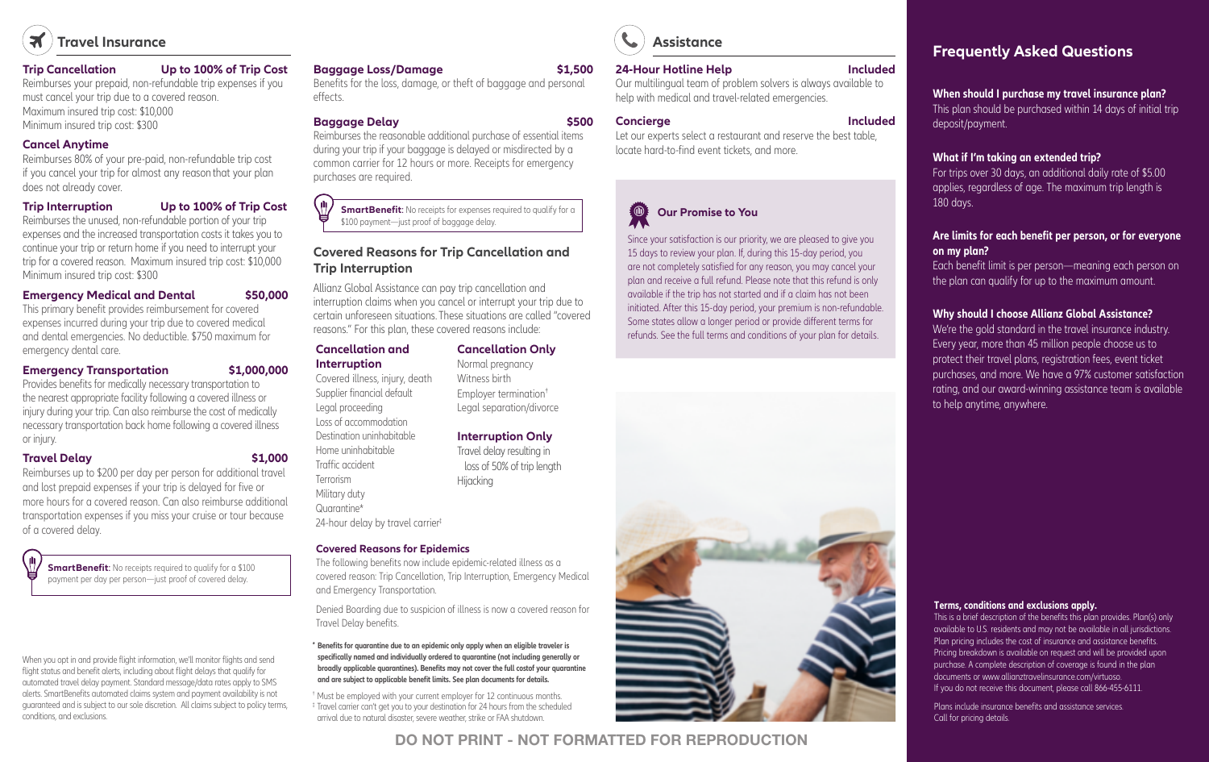## Travel Insurance

### Trip Cancellation — Up to 100% of Trip Cost

Reimburses your prepaid, non-refundable trip expenses if you must cancel your trip due to a covered reason.
Maximum insured trip cost: $10,000
Minimum insured trip cost: $300

### Cancel Anytime

Reimburses 80% of your pre-paid, non-refundable trip cost if you cancel your trip for almost any reason that your plan does not already cover.

### Trip Interruption — Up to 100% of Trip Cost

Reimburses the unused, non-refundable portion of your trip expenses and the increased transportation costs it takes you to continue your trip or return home if you need to interrupt your trip for a covered reason. Maximum insured trip cost: $10,000
Minimum insured trip cost: $300

### Emergency Medical and Dental — $50,000

This primary benefit provides reimbursement for covered expenses incurred during your trip due to covered medical and dental emergencies. No deductible. $750 maximum for emergency dental care.

### Emergency Transportation — $1,000,000

Provides benefits for medically necessary transportation to the nearest appropriate facility following a covered illness or injury during your trip. Can also reimburse the cost of medically necessary transportation back home following a covered illness or injury.

### Travel Delay — $1,000

Reimburses up to $200 per day per person for additional travel and lost prepaid expenses if your trip is delayed for five or more hours for a covered reason. Can also reimburse additional transportation expenses if you miss your cruise or tour because of a covered delay.

**SmartBenefit**: No receipts required to qualify for a $100 payment per day per person—just proof of covered delay.

When you opt in and provide flight information, we'll monitor flights and send flight status and benefit alerts, including about flight delays that qualify for automated travel delay payment. Standard message/data rates apply to SMS alerts. SmartBenefits automated claims system and payment availability is not guaranteed and is subject to our sole discretion. All claims subject to policy terms, conditions, and exclusions.

### Baggage Loss/Damage — $1,500

Benefits for the loss, damage, or theft of baggage and personal effects.

### Baggage Delay — $500

Reimburses the reasonable additional purchase of essential items during your trip if your baggage is delayed or misdirected by a common carrier for 12 hours or more. Receipts for emergency purchases are required.

**SmartBenefit**: No receipts for expenses required to qualify for a $100 payment—just proof of baggage delay.

### Covered Reasons for Trip Cancellation and Trip Interruption

Allianz Global Assistance can pay trip cancellation and interruption claims when you cancel or interrupt your trip due to certain unforeseen situations. These situations are called "covered reasons." For this plan, these covered reasons include:

**Cancellation and Interruption**

- Covered illness, injury, death
- Supplier financial default
- Legal proceeding
- Loss of accommodation
- Destination uninhabitable
- Home uninhabitable
- Traffic accident
- Terrorism
- Military duty
- Quarantine*
- 24-hour delay by travel carrier‡

**Cancellation Only**

- Normal pregnancy
- Witness birth
- Employer termination†
- Legal separation/divorce

**Interruption Only**

- Travel delay resulting in loss of 50% of trip length
- Hijacking

#### Covered Reasons for Epidemics

The following benefits now include epidemic-related illness as a covered reason: Trip Cancellation, Trip Interruption, Emergency Medical and Emergency Transportation.

Denied Boarding due to suspicion of illness is now a covered reason for Travel Delay benefits.

\* **Benefits for quarantine due to an epidemic only apply when an eligible traveler is specifically named and individually ordered to quarantine (not including generally or broadly applicable quarantines). Benefits may not cover the full costof your quarantine and are subject to applicable benefit limits. See plan documents for details.**

† Must be employed with your current employer for 12 continuous months.
‡ Travel carrier can't get you to your destination for 24 hours from the scheduled arrival due to natural disaster, severe weather, strike or FAA shutdown.

## Assistance

### 24-Hour Hotline Help — Included

Our multilingual team of problem solvers is always available to help with medical and travel-related emergencies.

### Concierge — Included

Let our experts select a restaurant and reserve the best table, locate hard-to-find event tickets, and more.

### Our Promise to You

Since your satisfaction is our priority, we are pleased to give you 15 days to review your plan. If, during this 15-day period, you are not completely satisfied for any reason, you may cancel your plan and receive a full refund. Please note that this refund is only available if the trip has not started and if a claim has not been initiated. After this 15-day period, your premium is non-refundable. Some states allow a longer period or provide different terms for refunds. See the full terms and conditions of your plan for details.

## Frequently Asked Questions

**When should I purchase my travel insurance plan?**
This plan should be purchased within 14 days of initial trip deposit/payment.

**What if I'm taking an extended trip?**
For trips over 30 days, an additional daily rate of $5.00 applies, regardless of age. The maximum trip length is 180 days.

**Are limits for each benefit per person, or for everyone on my plan?**
Each benefit limit is per person—meaning each person on the plan can qualify for up to the maximum amount.

**Why should I choose Allianz Global Assistance?**
We're the gold standard in the travel insurance industry. Every year, more than 45 million people choose us to protect their travel plans, registration fees, event ticket purchases, and more. We have a 97% customer satisfaction rating, and our award-winning assistance team is available to help anytime, anywhere.

**Terms, conditions and exclusions apply.**
This is a brief description of the benefits this plan provides. Plan(s) only available to U.S. residents and may not be available in all jurisdictions. Plan pricing includes the cost of insurance and assistance benefits. Pricing breakdown is available on request and will be provided upon purchase. A complete description of coverage is found in the plan documents or www.allianztravelinsurance.com/virtuoso.
If you do not receive this document, please call 866-455-6111.

Plans include insurance benefits and assistance services.
Call for pricing details.

DO NOT PRINT - NOT FORMATTED FOR REPRODUCTION